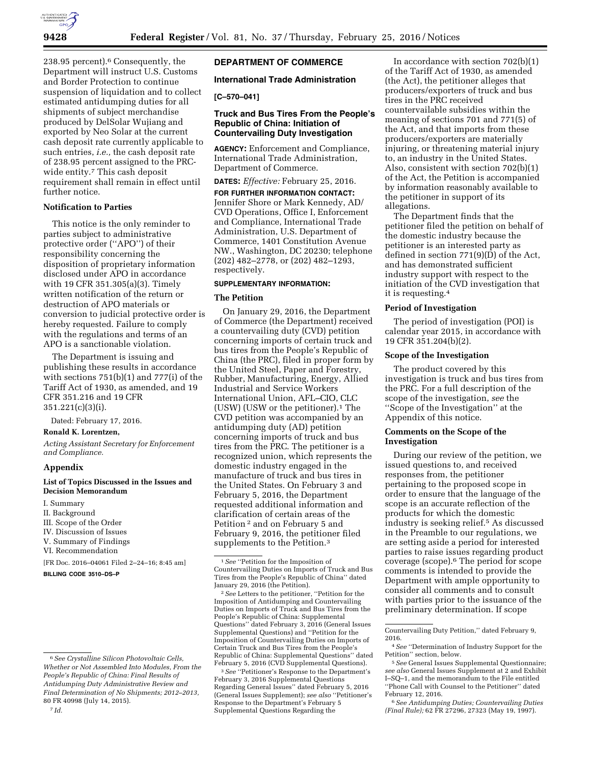238.95 percent).[6] Consequently, the Department will instruct U.S. Customs and Border Protection to continue suspension of liquidation and to collect estimated antidumping duties for all shipments of subject merchandise produced by DelSolar Wujiang and exported by Neo Solar at the current cash deposit rate currently applicable to such entries, *i.e.,* the cash deposit rate of 238.95 percent assigned to the PRC-wide entity.[7] This cash deposit requirement shall remain in effect until further notice.

### Notification to Parties

This notice is the only reminder to parties subject to administrative protective order (''APO'') of their responsibility concerning the disposition of proprietary information disclosed under APO in accordance with 19 CFR 351.305(a)(3). Timely written notification of the return or destruction of APO materials or conversion to judicial protective order is hereby requested. Failure to comply with the regulations and terms of an APO is a sanctionable violation.

The Department is issuing and publishing these results in accordance with sections 751(b)(1) and 777(i) of the Tariff Act of 1930, as amended, and 19 CFR 351.216 and 19 CFR 351.221(c)(3)(i).

Dated: February 17, 2016.

**Ronald K. Lorentzen,**

*Acting Assistant Secretary for Enforcement and Compliance.*

## Appendix

### List of Topics Discussed in the Issues and Decision Memorandum

I. Summary
II. Background
III. Scope of the Order
IV. Discussion of Issues
V. Summary of Findings
VI. Recommendation

[FR Doc. 2016–04061 Filed 2–24–16; 8:45 am]

**BILLING CODE 3510–DS–P**

---

[6] *See Crystalline Silicon Photovoltaic Cells, Whether or Not Assembled Into Modules, From the People's Republic of China: Final Results of Antidumping Duty Administrative Review and Final Determination of No Shipments; 2012–2013,* 80 FR 40998 (July 14, 2015).

[7] *Id.*

---

## DEPARTMENT OF COMMERCE

### International Trade Administration

**[C–570–041]**

### Truck and Bus Tires From the People's Republic of China: Initiation of Countervailing Duty Investigation

**AGENCY:** Enforcement and Compliance, International Trade Administration, Department of Commerce.

**DATES:** *Effective:* February 25, 2016.

**FOR FURTHER INFORMATION CONTACT:** Jennifer Shore or Mark Kennedy, AD/CVD Operations, Office I, Enforcement and Compliance, International Trade Administration, U.S. Department of Commerce, 1401 Constitution Avenue NW., Washington, DC 20230; telephone (202) 482–2778, or (202) 482–1293, respectively.

**SUPPLEMENTARY INFORMATION:**

### The Petition

On January 29, 2016, the Department of Commerce (the Department) received a countervailing duty (CVD) petition concerning imports of certain truck and bus tires from the People's Republic of China (the PRC), filed in proper form by the United Steel, Paper and Forestry, Rubber, Manufacturing, Energy, Allied Industrial and Service Workers International Union, AFL–CIO, CLC (USW) (USW or the petitioner).[1] The CVD petition was accompanied by an antidumping duty (AD) petition concerning imports of truck and bus tires from the PRC. The petitioner is a recognized union, which represents the domestic industry engaged in the manufacture of truck and bus tires in the United States. On February 3 and February 5, 2016, the Department requested additional information and clarification of certain areas of the Petition[2] and on February 5 and February 9, 2016, the petitioner filed supplements to the Petition.[3]

In accordance with section 702(b)(1) of the Tariff Act of 1930, as amended (the Act), the petitioner alleges that producers/exporters of truck and bus tires in the PRC received countervailable subsidies within the meaning of sections 701 and 771(5) of the Act, and that imports from these producers/exporters are materially injuring, or threatening material injury to, an industry in the United States. Also, consistent with section 702(b)(1) of the Act, the Petition is accompanied by information reasonably available to the petitioner in support of its allegations.

The Department finds that the petitioner filed the petition on behalf of the domestic industry because the petitioner is an interested party as defined in section 771(9)(D) of the Act, and has demonstrated sufficient industry support with respect to the initiation of the CVD investigation that it is requesting.[4]

### Period of Investigation

The period of investigation (POI) is calendar year 2015, in accordance with 19 CFR 351.204(b)(2).

### Scope of the Investigation

The product covered by this investigation is truck and bus tires from the PRC. For a full description of the scope of the investigation, *see* the ''Scope of the Investigation'' at the Appendix of this notice.

### Comments on the Scope of the Investigation

During our review of the petition, we issued questions to, and received responses from, the petitioner pertaining to the proposed scope in order to ensure that the language of the scope is an accurate reflection of the products for which the domestic industry is seeking relief.[5] As discussed in the Preamble to our regulations, we are setting aside a period for interested parties to raise issues regarding product coverage (scope).[6] The period for scope comments is intended to provide the Department with ample opportunity to consider all comments and to consult with parties prior to the issuance of the preliminary determination. If scope

---

[1] *See* ''Petition for the Imposition of Countervailing Duties on Imports of Truck and Bus Tires from the People's Republic of China'' dated January 29, 2016 (the Petition).

[2] *See* Letters to the petitioner, ''Petition for the Imposition of Antidumping and Countervailing Duties on Imports of Truck and Bus Tires from the People's Republic of China: Supplemental Questions'' dated February 3, 2016 (General Issues Supplemental Questions) and ''Petition for the Imposition of Countervailing Duties on Imports of Certain Truck and Bus Tires from the People's Republic of China: Supplemental Questions'' dated February 5, 2016 (CVD Supplemental Questions).

[3] *See* ''Petitioner's Response to the Department's February 3, 2016 Supplemental Questions Regarding General Issues'' dated February 5, 2016 (General Issues Supplement); *see also* ''Petitioner's Response to the Department's February 5 Supplemental Questions Regarding the Countervailing Duty Petition,'' dated February 9, 2016.

[4] *See* ''Determination of Industry Support for the Petition'' section, below.

[5] *See* General Issues Supplemental Questionnaire; *see also* General Issues Supplement at 2 and Exhibit I–SQ–1, and the memorandum to the File entitled ''Phone Call with Counsel to the Petitioner'' dated February 12, 2016.

[6] *See Antidumping Duties; Countervailing Duties (Final Rule);* 62 FR 27296, 27323 (May 19, 1997).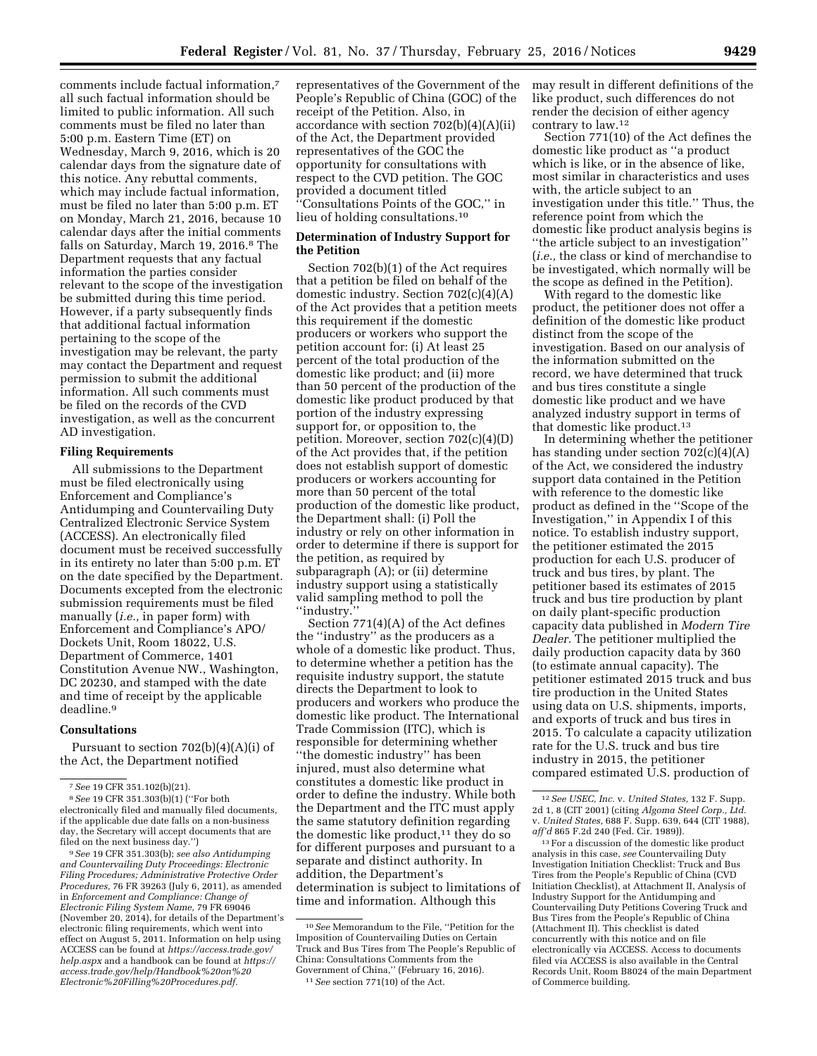comments include factual information,[7] all such factual information should be limited to public information. All such comments must be filed no later than 5:00 p.m. Eastern Time (ET) on Wednesday, March 9, 2016, which is 20 calendar days from the signature date of this notice. Any rebuttal comments, which may include factual information, must be filed no later than 5:00 p.m. ET on Monday, March 21, 2016, because 10 calendar days after the initial comments falls on Saturday, March 19, 2016.[8] The Department requests that any factual information the parties consider relevant to the scope of the investigation be submitted during this time period. However, if a party subsequently finds that additional factual information pertaining to the scope of the investigation may be relevant, the party may contact the Department and request permission to submit the additional information. All such comments must be filed on the records of the CVD investigation, as well as the concurrent AD investigation.

**Filing Requirements**

All submissions to the Department must be filed electronically using Enforcement and Compliance's Antidumping and Countervailing Duty Centralized Electronic Service System (ACCESS). An electronically filed document must be received successfully in its entirety no later than 5:00 p.m. ET on the date specified by the Department. Documents excepted from the electronic submission requirements must be filed manually (*i.e.,* in paper form) with Enforcement and Compliance's APO/Dockets Unit, Room 18022, U.S. Department of Commerce, 1401 Constitution Avenue NW., Washington, DC 20230, and stamped with the date and time of receipt by the applicable deadline.[9]

**Consultations**

Pursuant to section 702(b)(4)(A)(i) of the Act, the Department notified representatives of the Government of the People's Republic of China (GOC) of the receipt of the Petition. Also, in accordance with section 702(b)(4)(A)(ii) of the Act, the Department provided representatives of the GOC the opportunity for consultations with respect to the CVD petition. The GOC provided a document titled "Consultations Points of the GOC," in lieu of holding consultations.[10]

**Determination of Industry Support for the Petition**

Section 702(b)(1) of the Act requires that a petition be filed on behalf of the domestic industry. Section 702(c)(4)(A) of the Act provides that a petition meets this requirement if the domestic producers or workers who support the petition account for: (i) At least 25 percent of the total production of the domestic like product; and (ii) more than 50 percent of the production of the domestic like product produced by that portion of the industry expressing support for, or opposition to, the petition. Moreover, section 702(c)(4)(D) of the Act provides that, if the petition does not establish support of domestic producers or workers accounting for more than 50 percent of the total production of the domestic like product, the Department shall: (i) Poll the industry or rely on other information in order to determine if there is support for the petition, as required by subparagraph (A); or (ii) determine industry support using a statistically valid sampling method to poll the "industry."

Section 771(4)(A) of the Act defines the "industry" as the producers as a whole of a domestic like product. Thus, to determine whether a petition has the requisite industry support, the statute directs the Department to look to producers and workers who produce the domestic like product. The International Trade Commission (ITC), which is responsible for determining whether "the domestic industry" has been injured, must also determine what constitutes a domestic like product in order to define the industry. While both the Department and the ITC must apply the same statutory definition regarding the domestic like product,[11] they do so for different purposes and pursuant to a separate and distinct authority. In addition, the Department's determination is subject to limitations of time and information. Although this may result in different definitions of the like product, such differences do not render the decision of either agency contrary to law.[12]

Section 771(10) of the Act defines the domestic like product as "a product which is like, or in the absence of like, most similar in characteristics and uses with, the article subject to an investigation under this title." Thus, the reference point from which the domestic like product analysis begins is "the article subject to an investigation" (*i.e.,* the class or kind of merchandise to be investigated, which normally will be the scope as defined in the Petition).

With regard to the domestic like product, the petitioner does not offer a definition of the domestic like product distinct from the scope of the investigation. Based on our analysis of the information submitted on the record, we have determined that truck and bus tires constitute a single domestic like product and we have analyzed industry support in terms of that domestic like product.[13]

In determining whether the petitioner has standing under section 702(c)(4)(A) of the Act, we considered the industry support data contained in the Petition with reference to the domestic like product as defined in the "Scope of the Investigation," in Appendix I of this notice. To establish industry support, the petitioner estimated the 2015 production for each U.S. producer of truck and bus tires, by plant. The petitioner based its estimates of 2015 truck and bus tire production by plant on daily plant-specific production capacity data published in *Modern Tire Dealer.* The petitioner multiplied the daily production capacity data by 360 (to estimate annual capacity). The petitioner estimated 2015 truck and bus tire production in the United States using data on U.S. shipments, imports, and exports of truck and bus tires in 2015. To calculate a capacity utilization rate for the U.S. truck and bus tire industry in 2015, the petitioner compared estimated U.S. production of

---

[7] *See* 19 CFR 351.102(b)(21).

[8] *See* 19 CFR 351.303(b)(1) ("For both electronically filed and manually filed documents, if the applicable due date falls on a non-business day, the Secretary will accept documents that are filed on the next business day.")

[9] *See* 19 CFR 351.303(b); *see also Antidumping and Countervailing Duty Proceedings: Electronic Filing Procedures; Administrative Protective Order Procedures,* 76 FR 39263 (July 6, 2011), as amended in *Enforcement and Compliance: Change of Electronic Filing System Name,* 79 FR 69046 (November 20, 2014), for details of the Department's electronic filing requirements, which went into effect on August 5, 2011. Information on help using ACCESS can be found at *https://access.trade.gov/help.aspx* and a handbook can be found at *https://access.trade.gov/help/Handbook%20on%20Electronic%20Filling%20Procedures.pdf.*

[10] *See* Memorandum to the File, "Petition for the Imposition of Countervailing Duties on Certain Truck and Bus Tires from The People's Republic of China: Consultations Comments from the Government of China," (February 16, 2016).

[11] *See* section 771(10) of the Act.

[12] *See USEC, Inc.* v. *United States,* 132 F. Supp. 2d 1, 8 (CIT 2001) (citing *Algoma Steel Corp., Ltd.* v. *United States,* 688 F. Supp. 639, 644 (CIT 1988), *aff'd* 865 F.2d 240 (Fed. Cir. 1989)).

[13] For a discussion of the domestic like product analysis in this case, *see* Countervailing Duty Investigation Initiation Checklist: Truck and Bus Tires from the People's Republic of China (CVD Initiation Checklist), at Attachment II, Analysis of Industry Support for the Antidumping and Countervailing Duty Petitions Covering Truck and Bus Tires from the People's Republic of China (Attachment II). This checklist is dated concurrently with this notice and on file electronically via ACCESS. Access to documents filed via ACCESS is also available in the Central Records Unit, Room B8024 of the main Department of Commerce building.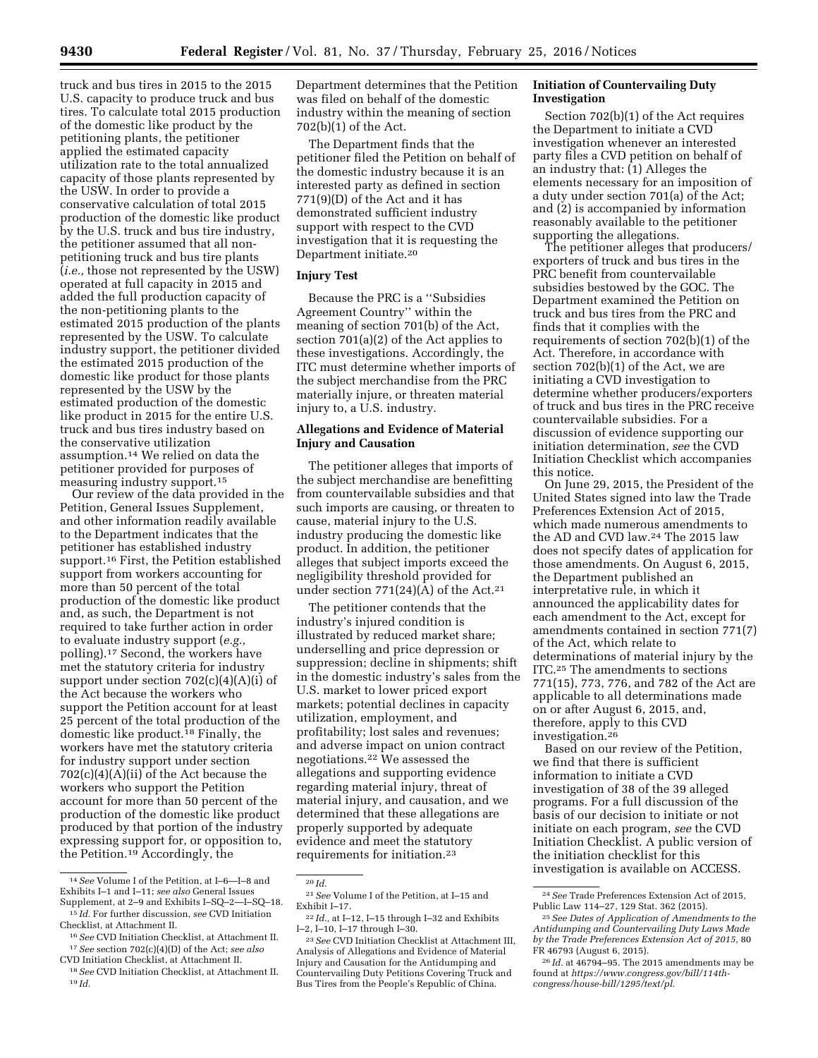truck and bus tires in 2015 to the 2015 U.S. capacity to produce truck and bus tires. To calculate total 2015 production of the domestic like product by the petitioning plants, the petitioner applied the estimated capacity utilization rate to the total annualized capacity of those plants represented by the USW. In order to provide a conservative calculation of total 2015 production of the domestic like product by the U.S. truck and bus tire industry, the petitioner assumed that all non-petitioning truck and bus tire plants (*i.e.,* those not represented by the USW) operated at full capacity in 2015 and added the full production capacity of the non-petitioning plants to the estimated 2015 production of the plants represented by the USW. To calculate industry support, the petitioner divided the estimated 2015 production of the domestic like product for those plants represented by the USW by the estimated production of the domestic like product in 2015 for the entire U.S. truck and bus tires industry based on the conservative utilization assumption.[14] We relied on data the petitioner provided for purposes of measuring industry support.[15]

Our review of the data provided in the Petition, General Issues Supplement, and other information readily available to the Department indicates that the petitioner has established industry support.[16] First, the Petition established support from workers accounting for more than 50 percent of the total production of the domestic like product and, as such, the Department is not required to take further action in order to evaluate industry support (*e.g.,* polling).[17] Second, the workers have met the statutory criteria for industry support under section 702(c)(4)(A)(i) of the Act because the workers who support the Petition account for at least 25 percent of the total production of the domestic like product.[18] Finally, the workers have met the statutory criteria for industry support under section 702(c)(4)(A)(ii) of the Act because the workers who support the Petition account for more than 50 percent of the production of the domestic like product produced by that portion of the industry expressing support for, or opposition to, the Petition.[19] Accordingly, the Department determines that the Petition was filed on behalf of the domestic industry within the meaning of section 702(b)(1) of the Act.

The Department finds that the petitioner filed the Petition on behalf of the domestic industry because it is an interested party as defined in section 771(9)(D) of the Act and it has demonstrated sufficient industry support with respect to the CVD investigation that it is requesting the Department initiate.[20]

**Injury Test**

Because the PRC is a ''Subsidies Agreement Country'' within the meaning of section 701(b) of the Act, section 701(a)(2) of the Act applies to these investigations. Accordingly, the ITC must determine whether imports of the subject merchandise from the PRC materially injure, or threaten material injury to, a U.S. industry.

**Allegations and Evidence of Material Injury and Causation**

The petitioner alleges that imports of the subject merchandise are benefitting from countervailable subsidies and that such imports are causing, or threaten to cause, material injury to the U.S. industry producing the domestic like product. In addition, the petitioner alleges that subject imports exceed the negligibility threshold provided for under section 771(24)(A) of the Act.[21]

The petitioner contends that the industry's injured condition is illustrated by reduced market share; underselling and price depression or suppression; decline in shipments; shift in the domestic industry's sales from the U.S. market to lower priced export markets; potential declines in capacity utilization, employment, and profitability; lost sales and revenues; and adverse impact on union contract negotiations.[22] We assessed the allegations and supporting evidence regarding material injury, threat of material injury, and causation, and we determined that these allegations are properly supported by adequate evidence and meet the statutory requirements for initiation.[23]

**Initiation of Countervailing Duty Investigation**

Section 702(b)(1) of the Act requires the Department to initiate a CVD investigation whenever an interested party files a CVD petition on behalf of an industry that: (1) Alleges the elements necessary for an imposition of a duty under section 701(a) of the Act; and (2) is accompanied by information reasonably available to the petitioner supporting the allegations.

The petitioner alleges that producers/exporters of truck and bus tires in the PRC benefit from countervailable subsidies bestowed by the GOC. The Department examined the Petition on truck and bus tires from the PRC and finds that it complies with the requirements of section 702(b)(1) of the Act. Therefore, in accordance with section 702(b)(1) of the Act, we are initiating a CVD investigation to determine whether producers/exporters of truck and bus tires in the PRC receive countervailable subsidies. For a discussion of evidence supporting our initiation determination, *see* the CVD Initiation Checklist which accompanies this notice.

On June 29, 2015, the President of the United States signed into law the Trade Preferences Extension Act of 2015, which made numerous amendments to the AD and CVD law.[24] The 2015 law does not specify dates of application for those amendments. On August 6, 2015, the Department published an interpretative rule, in which it announced the applicability dates for each amendment to the Act, except for amendments contained in section 771(7) of the Act, which relate to determinations of material injury by the ITC.[25] The amendments to sections 771(15), 773, 776, and 782 of the Act are applicable to all determinations made on or after August 6, 2015, and, therefore, apply to this CVD investigation.[26]

Based on our review of the Petition, we find that there is sufficient information to initiate a CVD investigation of 38 of the 39 alleged programs. For a full discussion of the basis of our decision to initiate or not initiate on each program, *see* the CVD Initiation Checklist. A public version of the initiation checklist for this investigation is available on ACCESS.

---

[14] *See* Volume I of the Petition, at I–6—I–8 and Exhibits I–1 and I–11; *see also* General Issues Supplement, at 2–9 and Exhibits I–SQ–2—I–SQ–18.

[15] *Id.* For further discussion, *see* CVD Initiation Checklist, at Attachment II.

[16] *See* CVD Initiation Checklist, at Attachment II.

[17] *See* section 702(c)(4)(D) of the Act; *see also* CVD Initiation Checklist, at Attachment II.

[18] *See* CVD Initiation Checklist, at Attachment II.

[19] *Id.*

[20] *Id.*

[21] *See* Volume I of the Petition, at I–15 and Exhibit I–17.

[22] *Id.,* at I–12, I–15 through I–32 and Exhibits I–2, I–10, I–17 through I–30.

[23] *See* CVD Initiation Checklist at Attachment III, Analysis of Allegations and Evidence of Material Injury and Causation for the Antidumping and Countervailing Duty Petitions Covering Truck and Bus Tires from the People's Republic of China.

[24] *See* Trade Preferences Extension Act of 2015, Public Law 114–27, 129 Stat. 362 (2015).

[25] *See Dates of Application of Amendments to the Antidumping and Countervailing Duty Laws Made by the Trade Preferences Extension Act of 2015,* 80 FR 46793 (August 6, 2015).

[26] *Id.* at 46794–95. The 2015 amendments may be found at *https://www.congress.gov/bill/114th-congress/house-bill/1295/text/pl.*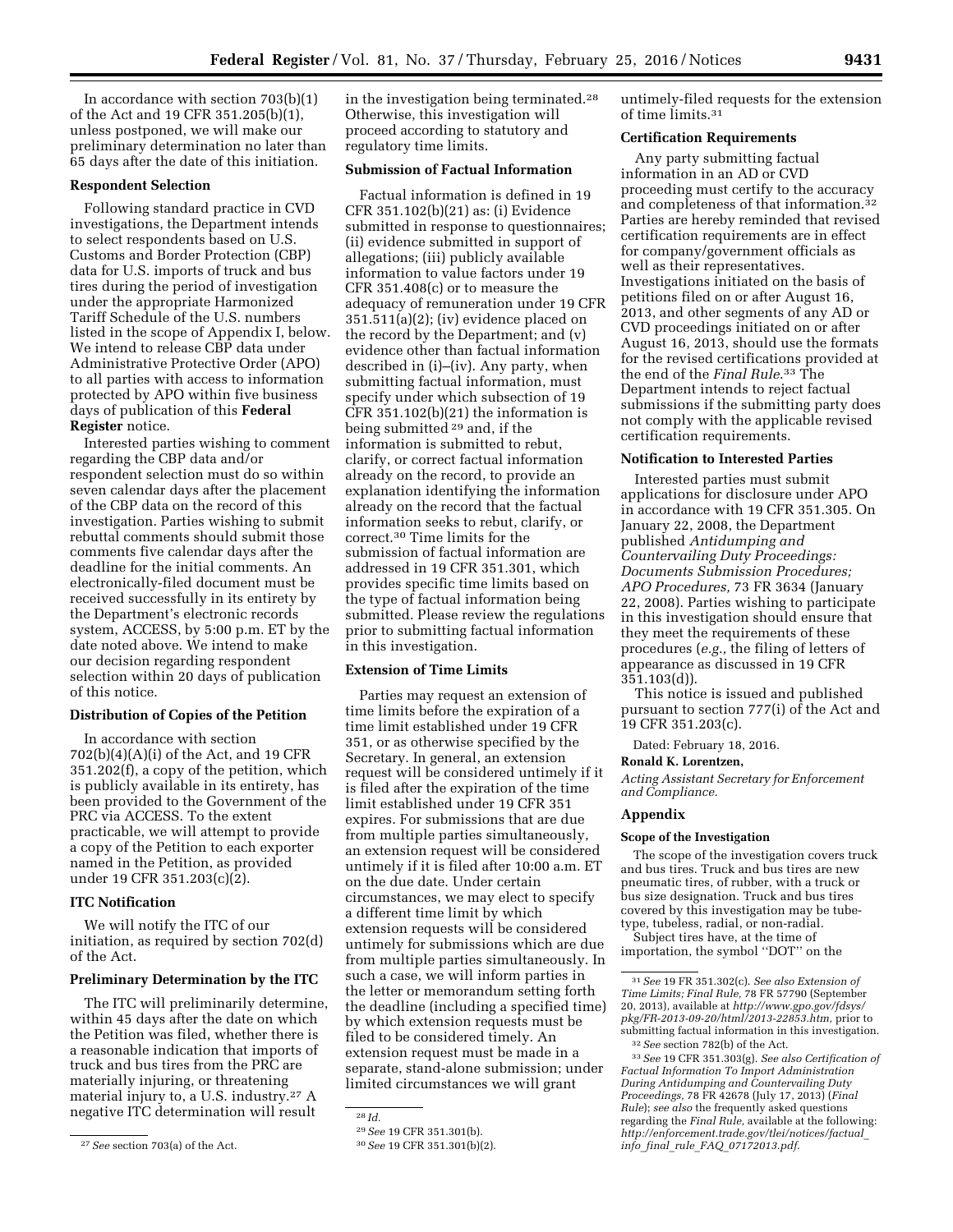In accordance with section 703(b)(1) of the Act and 19 CFR 351.205(b)(1), unless postponed, we will make our preliminary determination no later than 65 days after the date of this initiation.

### Respondent Selection

Following standard practice in CVD investigations, the Department intends to select respondents based on U.S. Customs and Border Protection (CBP) data for U.S. imports of truck and bus tires during the period of investigation under the appropriate Harmonized Tariff Schedule of the U.S. numbers listed in the scope of Appendix I, below. We intend to release CBP data under Administrative Protective Order (APO) to all parties with access to information protected by APO within five business days of publication of this **Federal Register** notice.

Interested parties wishing to comment regarding the CBP data and/or respondent selection must do so within seven calendar days after the placement of the CBP data on the record of this investigation. Parties wishing to submit rebuttal comments should submit those comments five calendar days after the deadline for the initial comments. An electronically-filed document must be received successfully in its entirety by the Department's electronic records system, ACCESS, by 5:00 p.m. ET by the date noted above. We intend to make our decision regarding respondent selection within 20 days of publication of this notice.

### Distribution of Copies of the Petition

In accordance with section 702(b)(4)(A)(i) of the Act, and 19 CFR 351.202(f), a copy of the petition, which is publicly available in its entirety, has been provided to the Government of the PRC via ACCESS. To the extent practicable, we will attempt to provide a copy of the Petition to each exporter named in the Petition, as provided under 19 CFR 351.203(c)(2).

### ITC Notification

We will notify the ITC of our initiation, as required by section 702(d) of the Act.

### Preliminary Determination by the ITC

The ITC will preliminarily determine, within 45 days after the date on which the Petition was filed, whether there is a reasonable indication that imports of truck and bus tires from the PRC are materially injuring, or threatening material injury to, a U.S. industry.[27] A negative ITC determination will result in the investigation being terminated.[28] Otherwise, this investigation will proceed according to statutory and regulatory time limits.

### Submission of Factual Information

Factual information is defined in 19 CFR 351.102(b)(21) as: (i) Evidence submitted in response to questionnaires; (ii) evidence submitted in support of allegations; (iii) publicly available information to value factors under 19 CFR 351.408(c) or to measure the adequacy of remuneration under 19 CFR 351.511(a)(2); (iv) evidence placed on the record by the Department; and (v) evidence other than factual information described in (i)–(iv). Any party, when submitting factual information, must specify under which subsection of 19 CFR 351.102(b)(21) the information is being submitted[29] and, if the information is submitted to rebut, clarify, or correct factual information already on the record, to provide an explanation identifying the information already on the record that the factual information seeks to rebut, clarify, or correct.[30] Time limits for the submission of factual information are addressed in 19 CFR 351.301, which provides specific time limits based on the type of factual information being submitted. Please review the regulations prior to submitting factual information in this investigation.

### Extension of Time Limits

Parties may request an extension of time limits before the expiration of a time limit established under 19 CFR 351, or as otherwise specified by the Secretary. In general, an extension request will be considered untimely if it is filed after the expiration of the time limit established under 19 CFR 351 expires. For submissions that are due from multiple parties simultaneously, an extension request will be considered untimely if it is filed after 10:00 a.m. ET on the due date. Under certain circumstances, we may elect to specify a different time limit by which extension requests will be considered untimely for submissions which are due from multiple parties simultaneously. In such a case, we will inform parties in the letter or memorandum setting forth the deadline (including a specified time) by which extension requests must be filed to be considered timely. An extension request must be made in a separate, stand-alone submission; under limited circumstances we will grant untimely-filed requests for the extension of time limits.[31]

### Certification Requirements

Any party submitting factual information in an AD or CVD proceeding must certify to the accuracy and completeness of that information.[32] Parties are hereby reminded that revised certification requirements are in effect for company/government officials as well as their representatives. Investigations initiated on the basis of petitions filed on or after August 16, 2013, and other segments of any AD or CVD proceedings initiated on or after August 16, 2013, should use the formats for the revised certifications provided at the end of the *Final Rule*.[33] The Department intends to reject factual submissions if the submitting party does not comply with the applicable revised certification requirements.

### Notification to Interested Parties

Interested parties must submit applications for disclosure under APO in accordance with 19 CFR 351.305. On January 22, 2008, the Department published *Antidumping and Countervailing Duty Proceedings: Documents Submission Procedures; APO Procedures,* 73 FR 3634 (January 22, 2008). Parties wishing to participate in this investigation should ensure that they meet the requirements of these procedures (*e.g.,* the filing of letters of appearance as discussed in 19 CFR 351.103(d)).

This notice is issued and published pursuant to section 777(i) of the Act and 19 CFR 351.203(c).

Dated: February 18, 2016.

**Ronald K. Lorentzen,**

*Acting Assistant Secretary for Enforcement and Compliance.*

## Appendix

### Scope of the Investigation

The scope of the investigation covers truck and bus tires. Truck and bus tires are new pneumatic tires, of rubber, with a truck or bus size designation. Truck and bus tires covered by this investigation may be tube-type, tubeless, radial, or non-radial.

Subject tires have, at the time of importation, the symbol "DOT" on the

---

[27] *See* section 703(a) of the Act.

[28] *Id.*

[29] *See* 19 CFR 351.301(b).

[30] *See* 19 CFR 351.301(b)(2).

[31] *See* 19 CFR 351.302(c). *See also Extension of Time Limits; Final Rule,* 78 FR 57790 (September 20, 2013), available at *http://www.gpo.gov/fdsys/pkg/FR-2013-09-20/html/2013-22853.htm,* prior to submitting factual information in this investigation.

[32] *See* section 782(b) of the Act.

[33] *See* 19 CFR 351.303(g). *See also Certification of Factual Information To Import Administration During Antidumping and Countervailing Duty Proceedings,* 78 FR 42678 (July 17, 2013) (*Final Rule*); *see also* the frequently asked questions regarding the *Final Rule,* available at the following: *http://enforcement.trade.gov/tlei/notices/factual_info_final_rule_FAQ_07172013.pdf.*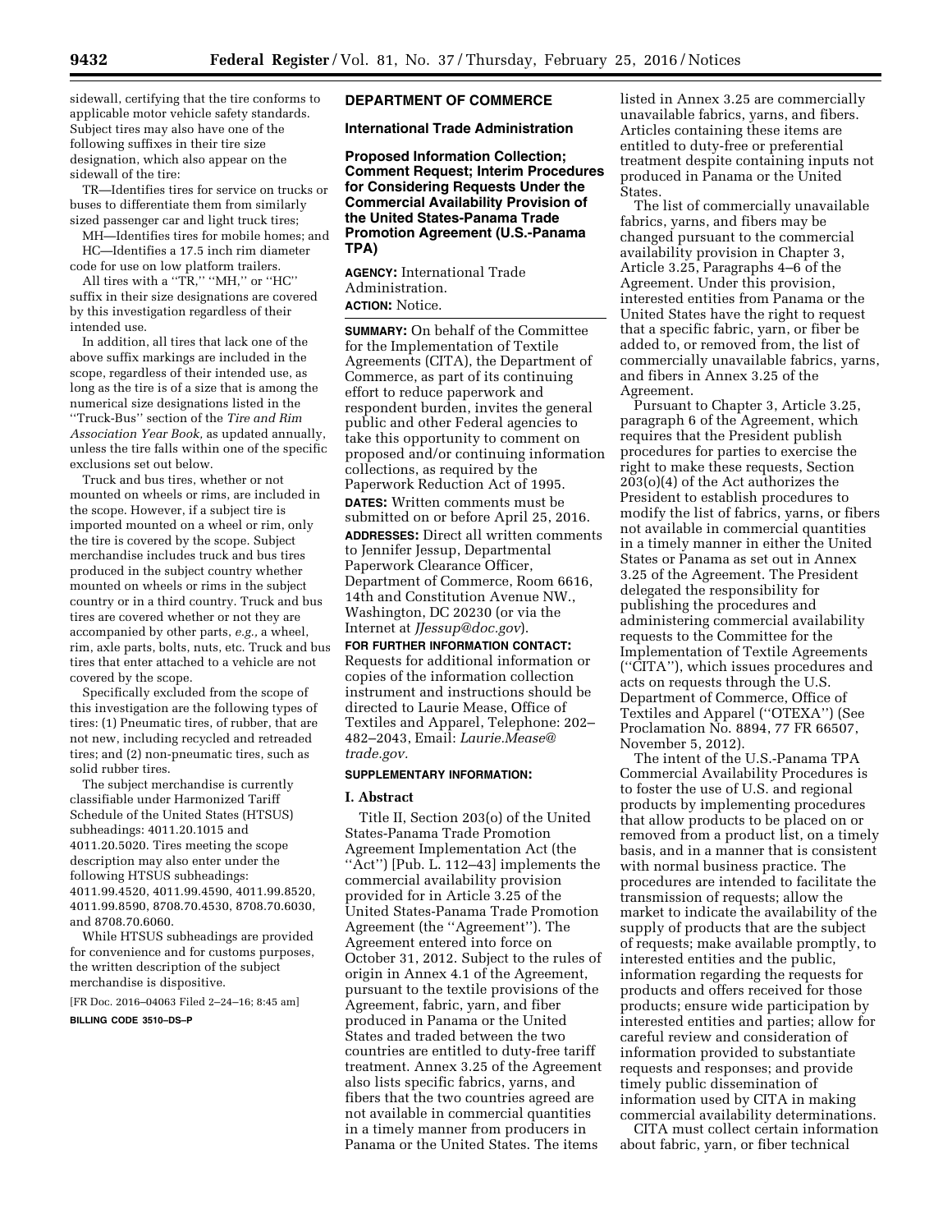sidewall, certifying that the tire conforms to applicable motor vehicle safety standards. Subject tires may also have one of the following suffixes in their tire size designation, which also appear on the sidewall of the tire:

TR—Identifies tires for service on trucks or buses to differentiate them from similarly sized passenger car and light truck tires;

MH—Identifies tires for mobile homes; and

HC—Identifies a 17.5 inch rim diameter code for use on low platform trailers.

All tires with a ''TR,'' ''MH,'' or ''HC'' suffix in their size designations are covered by this investigation regardless of their intended use.

In addition, all tires that lack one of the above suffix markings are included in the scope, regardless of their intended use, as long as the tire is of a size that is among the numerical size designations listed in the ''Truck-Bus'' section of the *Tire and Rim Association Year Book,* as updated annually, unless the tire falls within one of the specific exclusions set out below.

Truck and bus tires, whether or not mounted on wheels or rims, are included in the scope. However, if a subject tire is imported mounted on a wheel or rim, only the tire is covered by the scope. Subject merchandise includes truck and bus tires produced in the subject country whether mounted on wheels or rims in the subject country or in a third country. Truck and bus tires are covered whether or not they are accompanied by other parts, *e.g.,* a wheel, rim, axle parts, bolts, nuts, etc. Truck and bus tires that enter attached to a vehicle are not covered by the scope.

Specifically excluded from the scope of this investigation are the following types of tires: (1) Pneumatic tires, of rubber, that are not new, including recycled and retreaded tires; and (2) non-pneumatic tires, such as solid rubber tires.

The subject merchandise is currently classifiable under Harmonized Tariff Schedule of the United States (HTSUS) subheadings: 4011.20.1015 and 4011.20.5020. Tires meeting the scope description may also enter under the following HTSUS subheadings: 4011.99.4520, 4011.99.4590, 4011.99.8520, 4011.99.8590, 8708.70.4530, 8708.70.6030, and 8708.70.6060.

While HTSUS subheadings are provided for convenience and for customs purposes, the written description of the subject merchandise is dispositive.

[FR Doc. 2016–04063 Filed 2–24–16; 8:45 am]

**BILLING CODE 3510–DS–P**

## DEPARTMENT OF COMMERCE

### International Trade Administration

### Proposed Information Collection; Comment Request; Interim Procedures for Considering Requests Under the Commercial Availability Provision of the United States-Panama Trade Promotion Agreement (U.S.-Panama TPA)

**AGENCY:** International Trade Administration.

**ACTION:** Notice.

**SUMMARY:** On behalf of the Committee for the Implementation of Textile Agreements (CITA), the Department of Commerce, as part of its continuing effort to reduce paperwork and respondent burden, invites the general public and other Federal agencies to take this opportunity to comment on proposed and/or continuing information collections, as required by the Paperwork Reduction Act of 1995.

**DATES:** Written comments must be submitted on or before April 25, 2016.

**ADDRESSES:** Direct all written comments to Jennifer Jessup, Departmental Paperwork Clearance Officer, Department of Commerce, Room 6616, 14th and Constitution Avenue NW., Washington, DC 20230 (or via the Internet at *JJessup@doc.gov*).

**FOR FURTHER INFORMATION CONTACT:** Requests for additional information or copies of the information collection instrument and instructions should be directed to Laurie Mease, Office of Textiles and Apparel, Telephone: 202–482–2043, Email: *Laurie.Mease@trade.gov.*

**SUPPLEMENTARY INFORMATION:**

#### I. Abstract

Title II, Section 203(o) of the United States-Panama Trade Promotion Agreement Implementation Act (the ''Act'') [Pub. L. 112–43] implements the commercial availability provision provided for in Article 3.25 of the United States-Panama Trade Promotion Agreement (the ''Agreement''). The Agreement entered into force on October 31, 2012. Subject to the rules of origin in Annex 4.1 of the Agreement, pursuant to the textile provisions of the Agreement, fabric, yarn, and fiber produced in Panama or the United States and traded between the two countries are entitled to duty-free tariff treatment. Annex 3.25 of the Agreement also lists specific fabrics, yarns, and fibers that the two countries agreed are not available in commercial quantities in a timely manner from producers in Panama or the United States. The items listed in Annex 3.25 are commercially unavailable fabrics, yarns, and fibers. Articles containing these items are entitled to duty-free or preferential treatment despite containing inputs not produced in Panama or the United States.

The list of commercially unavailable fabrics, yarns, and fibers may be changed pursuant to the commercial availability provision in Chapter 3, Article 3.25, Paragraphs 4–6 of the Agreement. Under this provision, interested entities from Panama or the United States have the right to request that a specific fabric, yarn, or fiber be added to, or removed from, the list of commercially unavailable fabrics, yarns, and fibers in Annex 3.25 of the Agreement.

Pursuant to Chapter 3, Article 3.25, paragraph 6 of the Agreement, which requires that the President publish procedures for parties to exercise the right to make these requests, Section 203(o)(4) of the Act authorizes the President to establish procedures to modify the list of fabrics, yarns, or fibers not available in commercial quantities in a timely manner in either the United States or Panama as set out in Annex 3.25 of the Agreement. The President delegated the responsibility for publishing the procedures and administering commercial availability requests to the Committee for the Implementation of Textile Agreements (''CITA''), which issues procedures and acts on requests through the U.S. Department of Commerce, Office of Textiles and Apparel (''OTEXA'') (See Proclamation No. 8894, 77 FR 66507, November 5, 2012).

The intent of the U.S.-Panama TPA Commercial Availability Procedures is to foster the use of U.S. and regional products by implementing procedures that allow products to be placed on or removed from a product list, on a timely basis, and in a manner that is consistent with normal business practice. The procedures are intended to facilitate the transmission of requests; allow the market to indicate the availability of the supply of products that are the subject of requests; make available promptly, to interested entities and the public, information regarding the requests for products and offers received for those products; ensure wide participation by interested entities and parties; allow for careful review and consideration of information provided to substantiate requests and responses; and provide timely public dissemination of information used by CITA in making commercial availability determinations.

CITA must collect certain information about fabric, yarn, or fiber technical